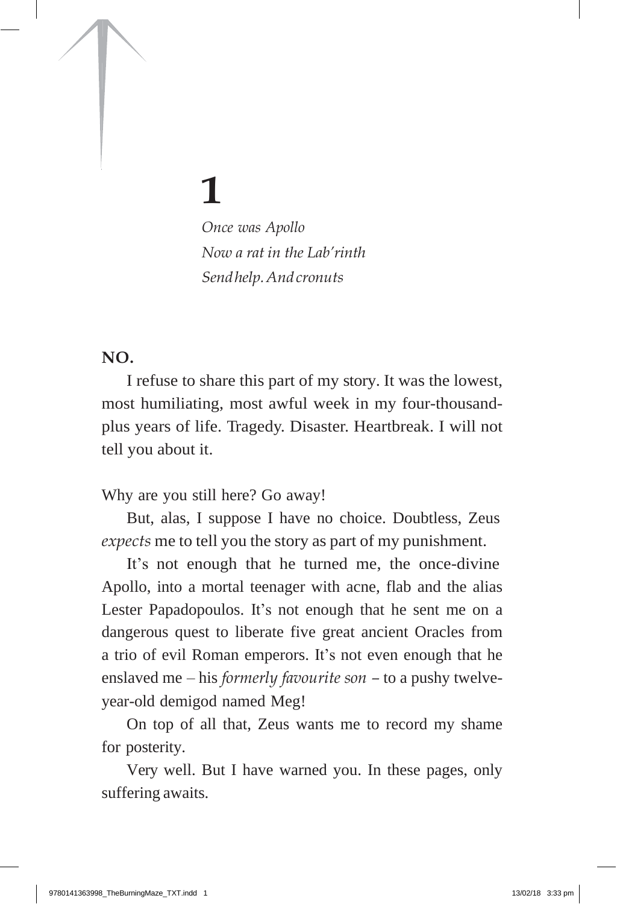# 1

*Once was Apollo*
*Now a rat in the Lab'rinth*
*Send help. And cronuts*

**NO.**

I refuse to share this part of my story. It was the lowest, most humiliating, most awful week in my four-thousand-plus years of life. Tragedy. Disaster. Heartbreak. I will not tell you about it.

Why are you still here? Go away!

But, alas, I suppose I have no choice. Doubtless, Zeus *expects* me to tell you the story as part of my punishment.

It's not enough that he turned me, the once-divine Apollo, into a mortal teenager with acne, flab and the alias Lester Papadopoulos. It's not enough that he sent me on a dangerous quest to liberate five great ancient Oracles from a trio of evil Roman emperors. It's not even enough that he enslaved me – his *formerly favourite son* – to a pushy twelve-year-old demigod named Meg!

On top of all that, Zeus wants me to record my shame for posterity.

Very well. But I have warned you. In these pages, only suffering awaits.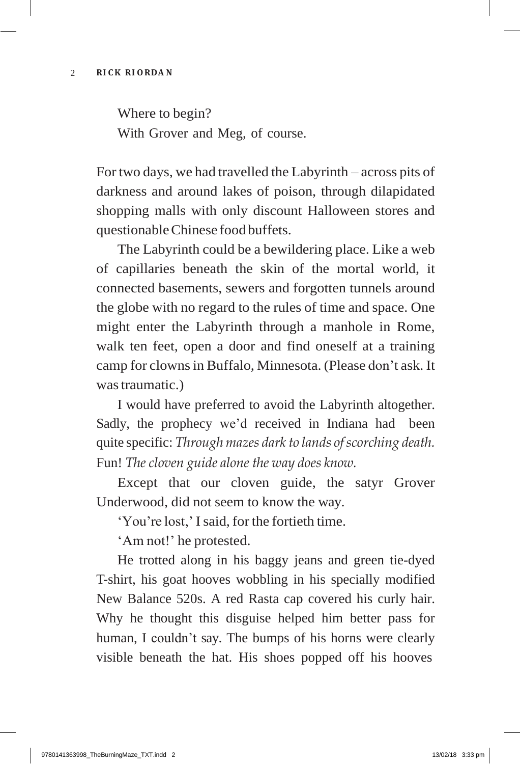Where to begin?

With Grover and Meg, of course.

For two days, we had travelled the Labyrinth – across pits of darkness and around lakes of poison, through dilapidated shopping malls with only discount Halloween stores and questionable Chinese food buffets.

The Labyrinth could be a bewildering place. Like a web of capillaries beneath the skin of the mortal world, it connected basements, sewers and forgotten tunnels around the globe with no regard to the rules of time and space. One might enter the Labyrinth through a manhole in Rome, walk ten feet, open a door and find oneself at a training camp for clowns in Buffalo, Minnesota. (Please don't ask. It was traumatic.)

I would have preferred to avoid the Labyrinth altogether. Sadly, the prophecy we'd received in Indiana had been quite specific: *Through mazes dark to lands of scorching death.* Fun! *The cloven guide alone the way does know.*

Except that our cloven guide, the satyr Grover Underwood, did not seem to know the way.

'You're lost,' I said, for the fortieth time.

'Am not!' he protested.

He trotted along in his baggy jeans and green tie-dyed T-shirt, his goat hooves wobbling in his specially modified New Balance 520s. A red Rasta cap covered his curly hair. Why he thought this disguise helped him better pass for human, I couldn't say. The bumps of his horns were clearly visible beneath the hat. His shoes popped off his hooves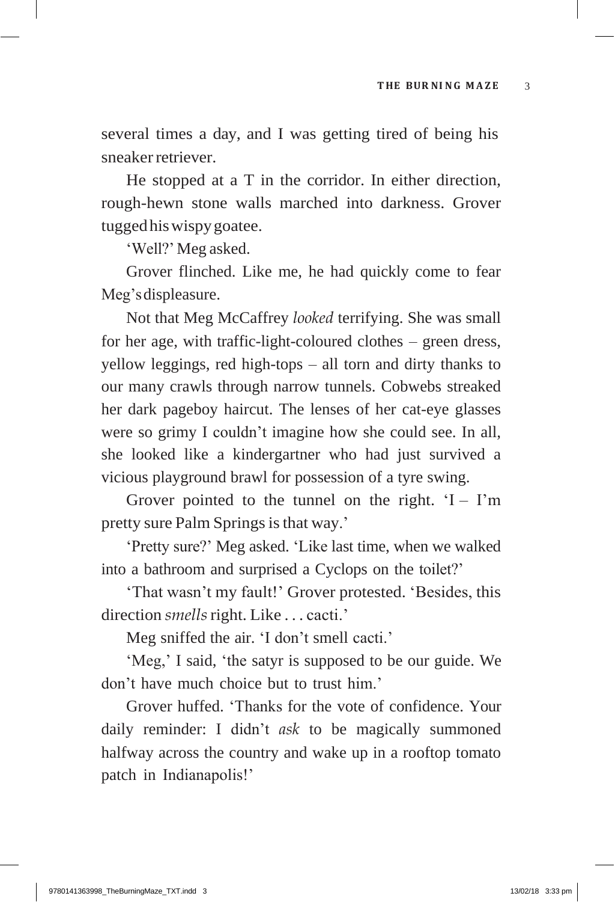several times a day, and I was getting tired of being his sneaker retriever.

He stopped at a T in the corridor. In either direction, rough-hewn stone walls marched into darkness. Grover tugged his wispy goatee.

'Well?' Meg asked.

Grover flinched. Like me, he had quickly come to fear Meg's displeasure.

Not that Meg McCaffrey *looked* terrifying. She was small for her age, with traffic-light-coloured clothes – green dress, yellow leggings, red high-tops – all torn and dirty thanks to our many crawls through narrow tunnels. Cobwebs streaked her dark pageboy haircut. The lenses of her cat-eye glasses were so grimy I couldn't imagine how she could see. In all, she looked like a kindergartner who had just survived a vicious playground brawl for possession of a tyre swing.

Grover pointed to the tunnel on the right. 'I – I'm pretty sure Palm Springs is that way.'

'Pretty sure?' Meg asked. 'Like last time, when we walked into a bathroom and surprised a Cyclops on the toilet?'

'That wasn't my fault!' Grover protested. 'Besides, this direction *smells* right. Like . . . cacti.'

Meg sniffed the air. 'I don't smell cacti.'

'Meg,' I said, 'the satyr is supposed to be our guide. We don't have much choice but to trust him.'

Grover huffed. 'Thanks for the vote of confidence. Your daily reminder: I didn't *ask* to be magically summoned halfway across the country and wake up in a rooftop tomato patch in Indianapolis!'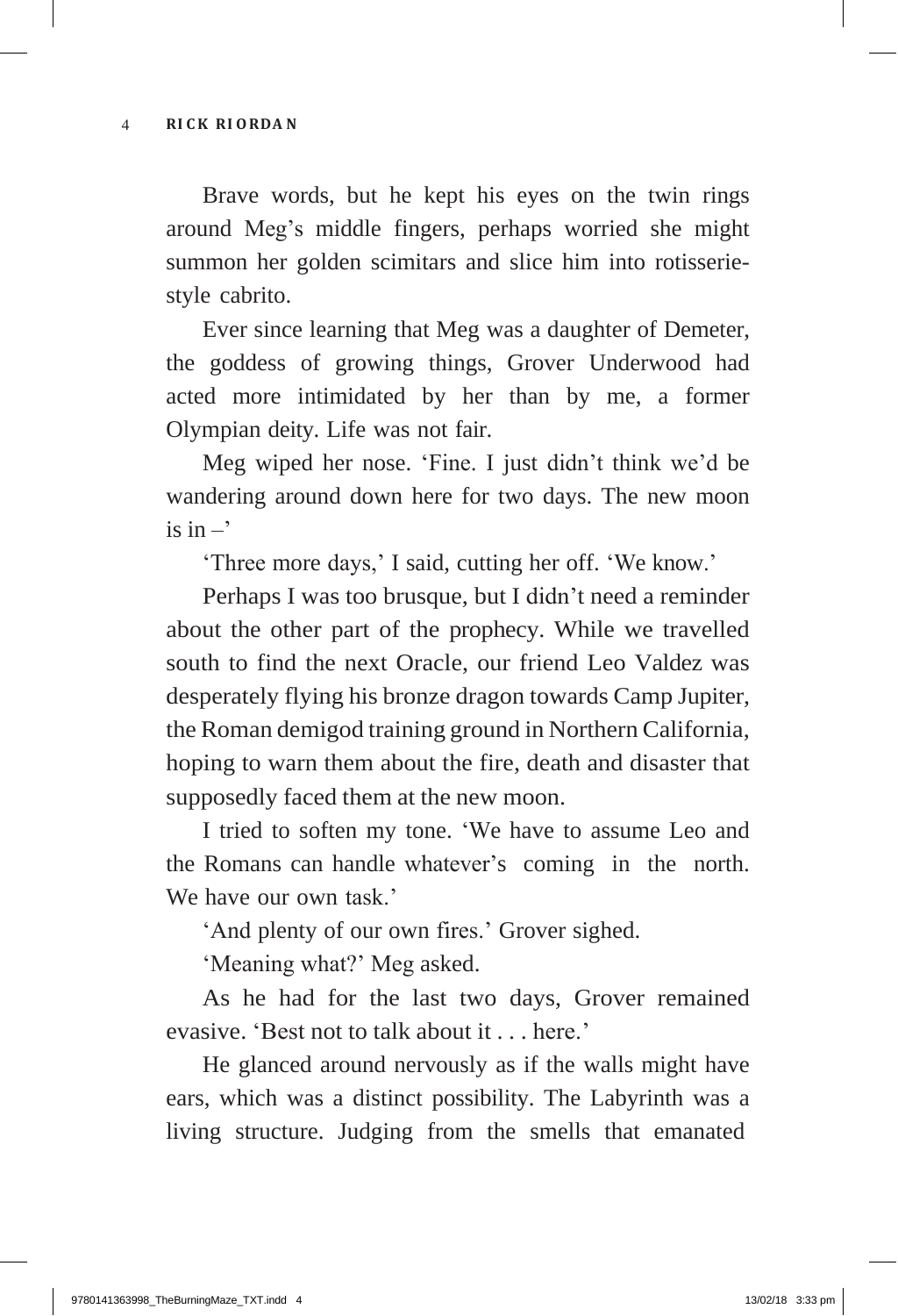Brave words, but he kept his eyes on the twin rings around Meg's middle fingers, perhaps worried she might summon her golden scimitars and slice him into rotisserie-style cabrito.

Ever since learning that Meg was a daughter of Demeter, the goddess of growing things, Grover Underwood had acted more intimidated by her than by me, a former Olympian deity. Life was not fair.

Meg wiped her nose. 'Fine. I just didn't think we'd be wandering around down here for two days. The new moon is in –'

'Three more days,' I said, cutting her off. 'We know.'

Perhaps I was too brusque, but I didn't need a reminder about the other part of the prophecy. While we travelled south to find the next Oracle, our friend Leo Valdez was desperately flying his bronze dragon towards Camp Jupiter, the Roman demigod training ground in Northern California, hoping to warn them about the fire, death and disaster that supposedly faced them at the new moon.

I tried to soften my tone. 'We have to assume Leo and the Romans can handle whatever's coming in the north. We have our own task.'

'And plenty of our own fires.' Grover sighed.

'Meaning what?' Meg asked.

As he had for the last two days, Grover remained evasive. 'Best not to talk about it . . . here.'

He glanced around nervously as if the walls might have ears, which was a distinct possibility. The Labyrinth was a living structure. Judging from the smells that emanated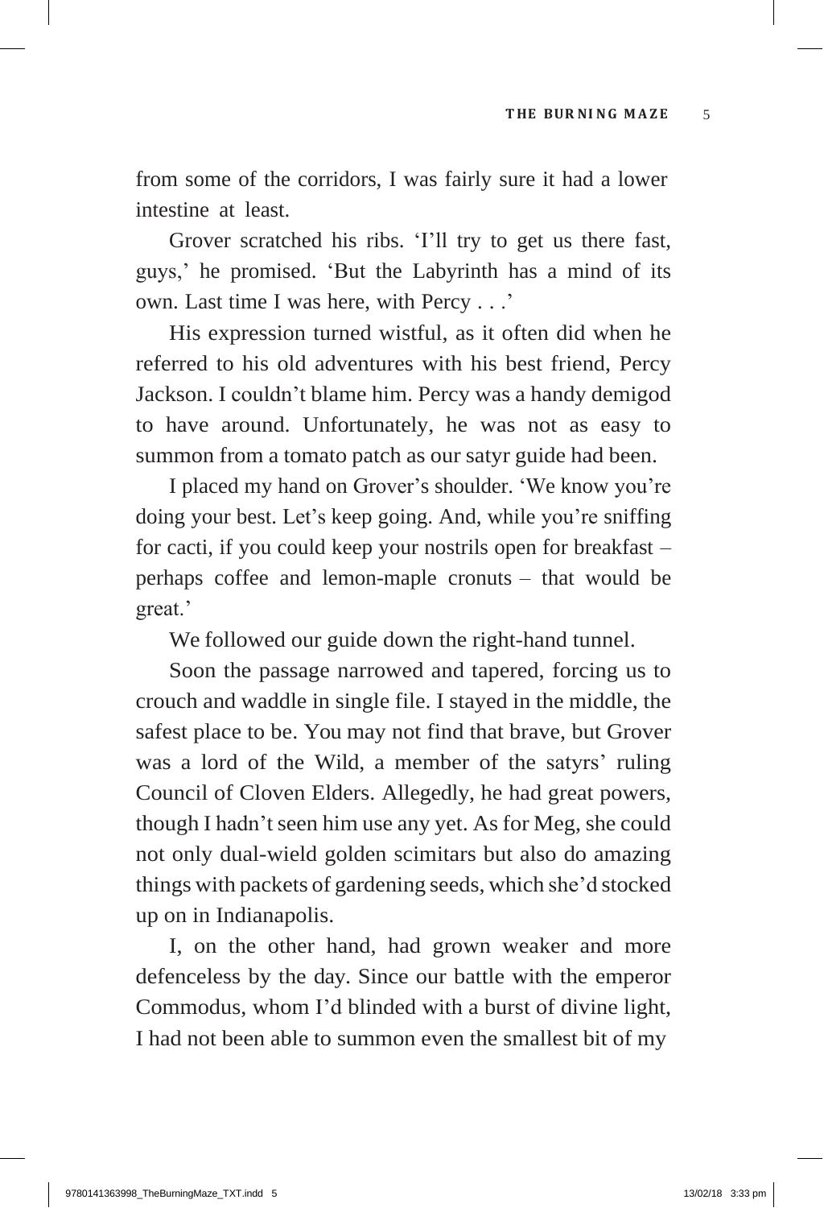from some of the corridors, I was fairly sure it had a lower intestine at least.

Grover scratched his ribs. 'I'll try to get us there fast, guys,' he promised. 'But the Labyrinth has a mind of its own. Last time I was here, with Percy . . .'

His expression turned wistful, as it often did when he referred to his old adventures with his best friend, Percy Jackson. I couldn't blame him. Percy was a handy demigod to have around. Unfortunately, he was not as easy to summon from a tomato patch as our satyr guide had been.

I placed my hand on Grover's shoulder. 'We know you're doing your best. Let's keep going. And, while you're sniffing for cacti, if you could keep your nostrils open for breakfast – perhaps coffee and lemon-maple cronuts – that would be great.'

We followed our guide down the right-hand tunnel.

Soon the passage narrowed and tapered, forcing us to crouch and waddle in single file. I stayed in the middle, the safest place to be. You may not find that brave, but Grover was a lord of the Wild, a member of the satyrs' ruling Council of Cloven Elders. Allegedly, he had great powers, though I hadn't seen him use any yet. As for Meg, she could not only dual-wield golden scimitars but also do amazing things with packets of gardening seeds, which she'd stocked up on in Indianapolis.

I, on the other hand, had grown weaker and more defenceless by the day. Since our battle with the emperor Commodus, whom I'd blinded with a burst of divine light, I had not been able to summon even the smallest bit of my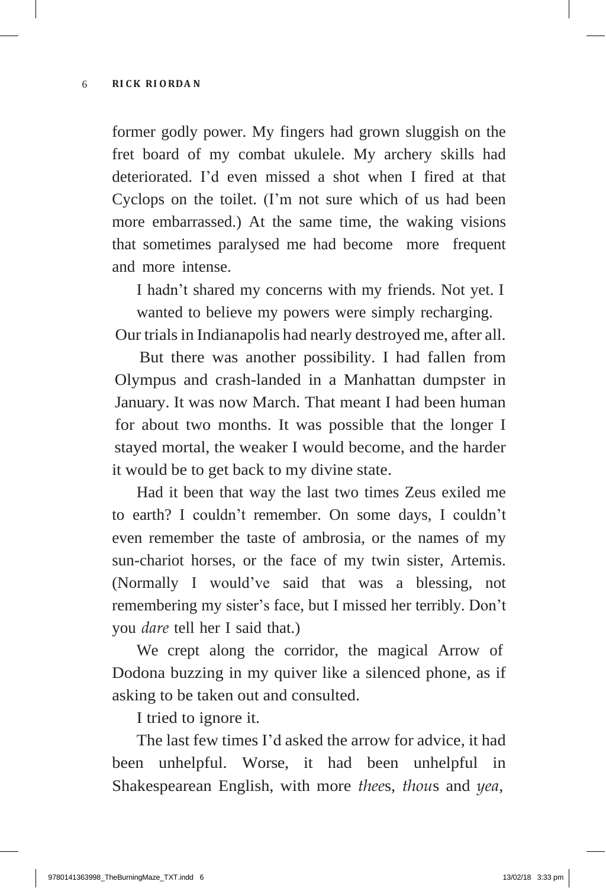former godly power. My fingers had grown sluggish on the fret board of my combat ukulele. My archery skills had deteriorated. I'd even missed a shot when I fired at that Cyclops on the toilet. (I'm not sure which of us had been more embarrassed.) At the same time, the waking visions that sometimes paralysed me had become more frequent and more intense.

I hadn't shared my concerns with my friends. Not yet. I wanted to believe my powers were simply recharging. Our trials in Indianapolis had nearly destroyed me, after all.

But there was another possibility. I had fallen from Olympus and crash-landed in a Manhattan dumpster in January. It was now March. That meant I had been human for about two months. It was possible that the longer I stayed mortal, the weaker I would become, and the harder it would be to get back to my divine state.

Had it been that way the last two times Zeus exiled me to earth? I couldn't remember. On some days, I couldn't even remember the taste of ambrosia, or the names of my sun-chariot horses, or the face of my twin sister, Artemis. (Normally I would've said that was a blessing, not remembering my sister's face, but I missed her terribly. Don't you *dare* tell her I said that.)

We crept along the corridor, the magical Arrow of Dodona buzzing in my quiver like a silenced phone, as if asking to be taken out and consulted.

I tried to ignore it.

The last few times I'd asked the arrow for advice, it had been unhelpful. Worse, it had been unhelpful in Shakespearean English, with more *thee*s, *thou*s and *yea*,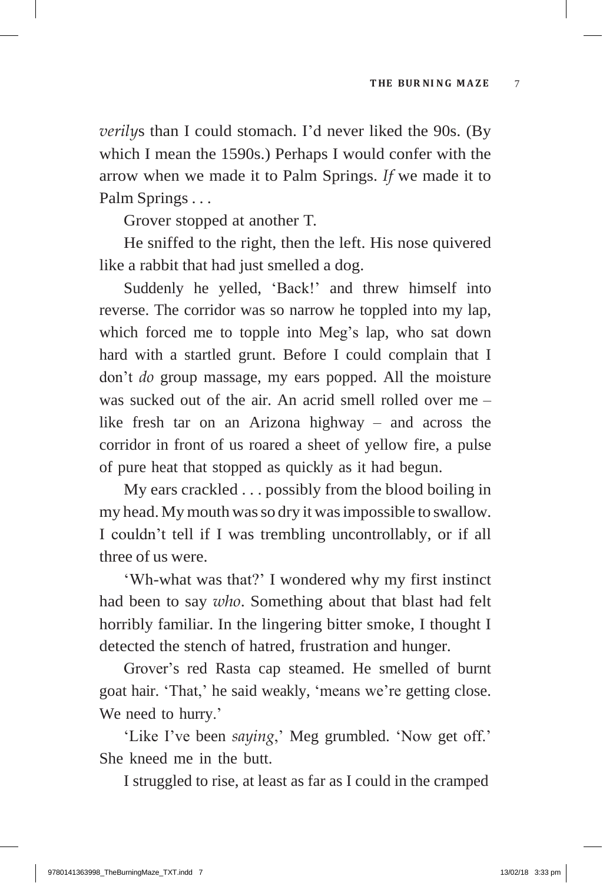*verily*s than I could stomach. I'd never liked the 90s. (By which I mean the 1590s.) Perhaps I would confer with the arrow when we made it to Palm Springs. *If* we made it to Palm Springs . . .

Grover stopped at another T.

He sniffed to the right, then the left. His nose quivered like a rabbit that had just smelled a dog.

Suddenly he yelled, 'Back!' and threw himself into reverse. The corridor was so narrow he toppled into my lap, which forced me to topple into Meg's lap, who sat down hard with a startled grunt. Before I could complain that I don't *do* group massage, my ears popped. All the moisture was sucked out of the air. An acrid smell rolled over me – like fresh tar on an Arizona highway – and across the corridor in front of us roared a sheet of yellow fire, a pulse of pure heat that stopped as quickly as it had begun.

My ears crackled . . . possibly from the blood boiling in my head. My mouth was so dry it was impossible to swallow. I couldn't tell if I was trembling uncontrollably, or if all three of us were.

'Wh-what was that?' I wondered why my first instinct had been to say *who*. Something about that blast had felt horribly familiar. In the lingering bitter smoke, I thought I detected the stench of hatred, frustration and hunger.

Grover's red Rasta cap steamed. He smelled of burnt goat hair. 'That,' he said weakly, 'means we're getting close. We need to hurry.'

'Like I've been *saying*,' Meg grumbled. 'Now get off.' She kneed me in the butt.

I struggled to rise, at least as far as I could in the cramped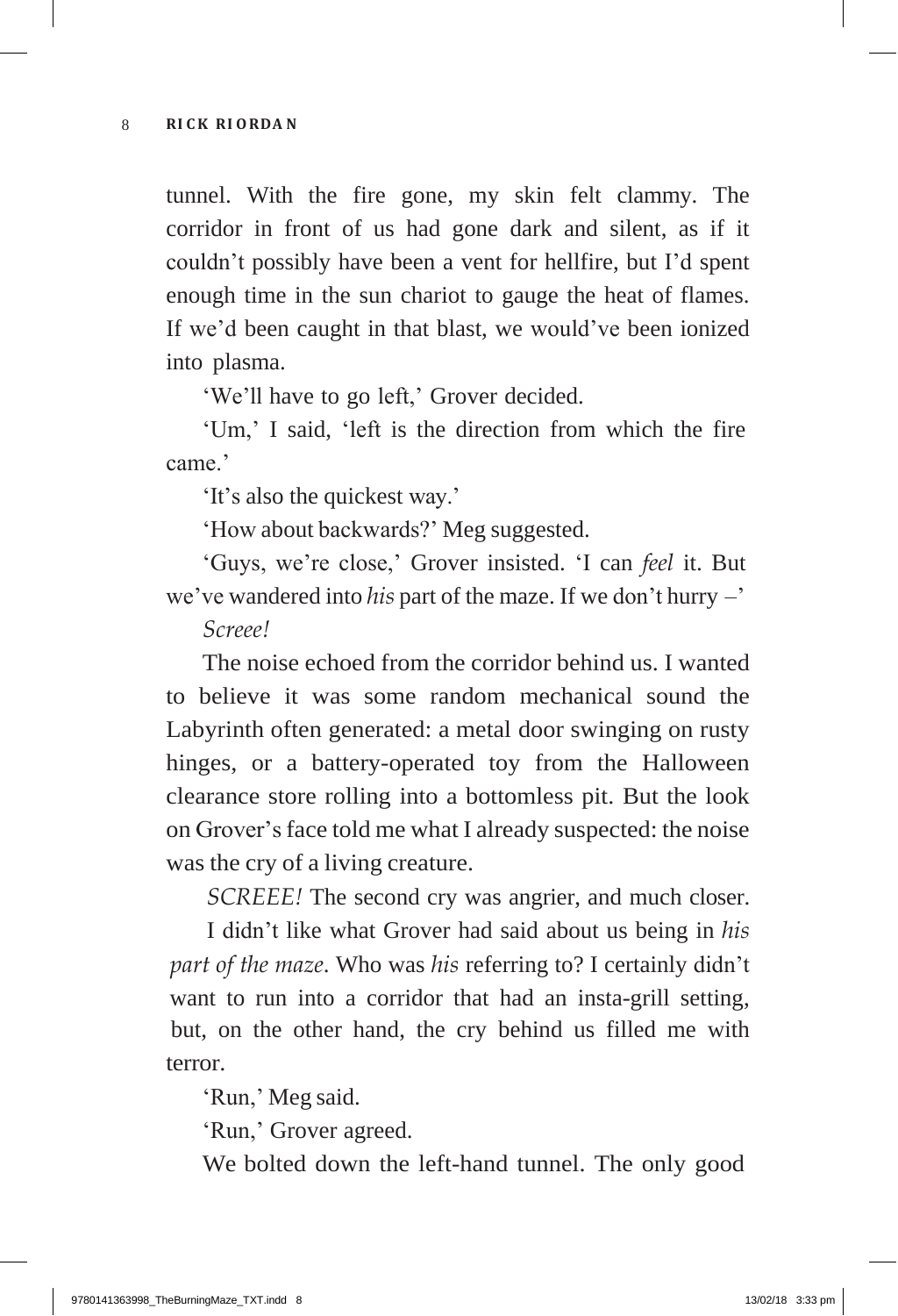tunnel. With the fire gone, my skin felt clammy. The corridor in front of us had gone dark and silent, as if it couldn't possibly have been a vent for hellfire, but I'd spent enough time in the sun chariot to gauge the heat of flames. If we'd been caught in that blast, we would've been ionized into plasma.

'We'll have to go left,' Grover decided.

'Um,' I said, 'left is the direction from which the fire came.'

'It's also the quickest way.'

'How about backwards?' Meg suggested.

'Guys, we're close,' Grover insisted. 'I can *feel* it. But we've wandered into *his* part of the maze. If we don't hurry –'

*Screee!*

The noise echoed from the corridor behind us. I wanted to believe it was some random mechanical sound the Labyrinth often generated: a metal door swinging on rusty hinges, or a battery-operated toy from the Halloween clearance store rolling into a bottomless pit. But the look on Grover's face told me what I already suspected: the noise was the cry of a living creature.

*SCREEE!* The second cry was angrier, and much closer.

I didn't like what Grover had said about us being in *his part of the maze*. Who was *his* referring to? I certainly didn't want to run into a corridor that had an insta-grill setting, but, on the other hand, the cry behind us filled me with terror.

'Run,' Meg said.

'Run,' Grover agreed.

We bolted down the left-hand tunnel. The only good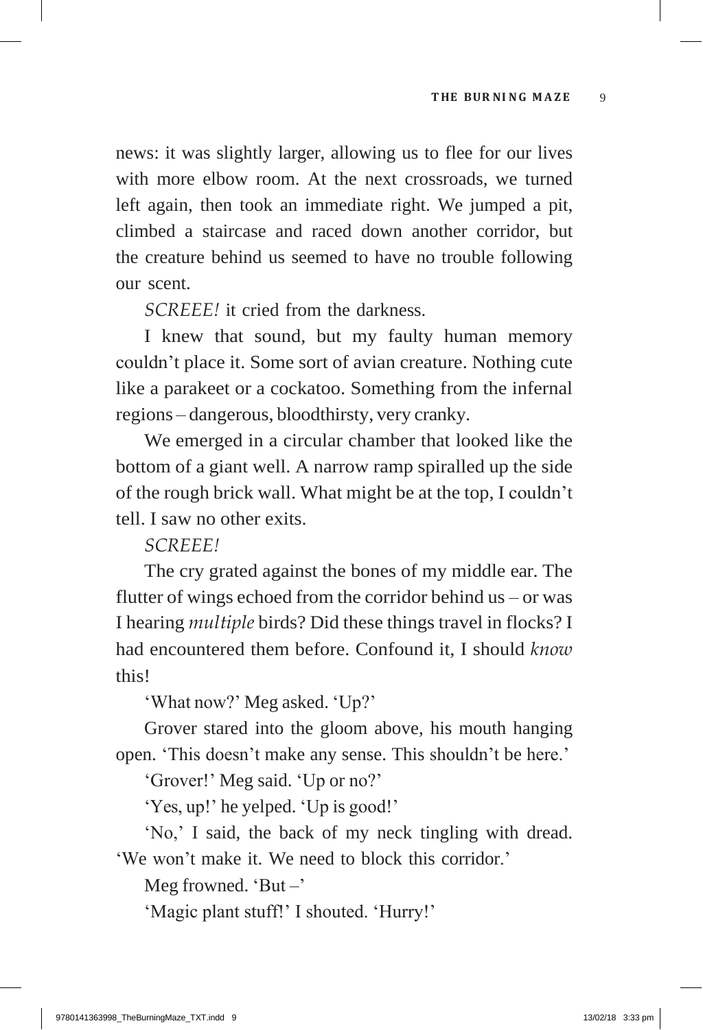news: it was slightly larger, allowing us to flee for our lives with more elbow room. At the next crossroads, we turned left again, then took an immediate right. We jumped a pit, climbed a staircase and raced down another corridor, but the creature behind us seemed to have no trouble following our scent.

*SCREEE!* it cried from the darkness.

I knew that sound, but my faulty human memory couldn't place it. Some sort of avian creature. Nothing cute like a parakeet or a cockatoo. Something from the infernal regions – dangerous, bloodthirsty, very cranky.

We emerged in a circular chamber that looked like the bottom of a giant well. A narrow ramp spiralled up the side of the rough brick wall. What might be at the top, I couldn't tell. I saw no other exits.

*SCREEE!*

The cry grated against the bones of my middle ear. The flutter of wings echoed from the corridor behind us – or was I hearing *multiple* birds? Did these things travel in flocks? I had encountered them before. Confound it, I should *know* this!

'What now?' Meg asked. 'Up?'

Grover stared into the gloom above, his mouth hanging open. 'This doesn't make any sense. This shouldn't be here.'

'Grover!' Meg said. 'Up or no?'

'Yes, up!' he yelped. 'Up is good!'

'No,' I said, the back of my neck tingling with dread. 'We won't make it. We need to block this corridor.'

Meg frowned. 'But –'

'Magic plant stuff!' I shouted. 'Hurry!'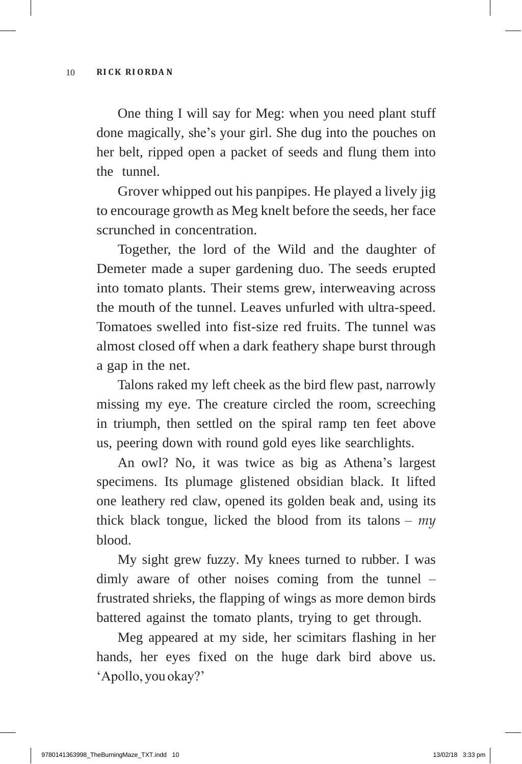One thing I will say for Meg: when you need plant stuff done magically, she's your girl. She dug into the pouches on her belt, ripped open a packet of seeds and flung them into the tunnel.

Grover whipped out his panpipes. He played a lively jig to encourage growth as Meg knelt before the seeds, her face scrunched in concentration.

Together, the lord of the Wild and the daughter of Demeter made a super gardening duo. The seeds erupted into tomato plants. Their stems grew, interweaving across the mouth of the tunnel. Leaves unfurled with ultra-speed. Tomatoes swelled into fist-size red fruits. The tunnel was almost closed off when a dark feathery shape burst through a gap in the net.

Talons raked my left cheek as the bird flew past, narrowly missing my eye. The creature circled the room, screeching in triumph, then settled on the spiral ramp ten feet above us, peering down with round gold eyes like searchlights.

An owl? No, it was twice as big as Athena's largest specimens. Its plumage glistened obsidian black. It lifted one leathery red claw, opened its golden beak and, using its thick black tongue, licked the blood from its talons – *my* blood.

My sight grew fuzzy. My knees turned to rubber. I was dimly aware of other noises coming from the tunnel – frustrated shrieks, the flapping of wings as more demon birds battered against the tomato plants, trying to get through.

Meg appeared at my side, her scimitars flashing in her hands, her eyes fixed on the huge dark bird above us. 'Apollo, you okay?'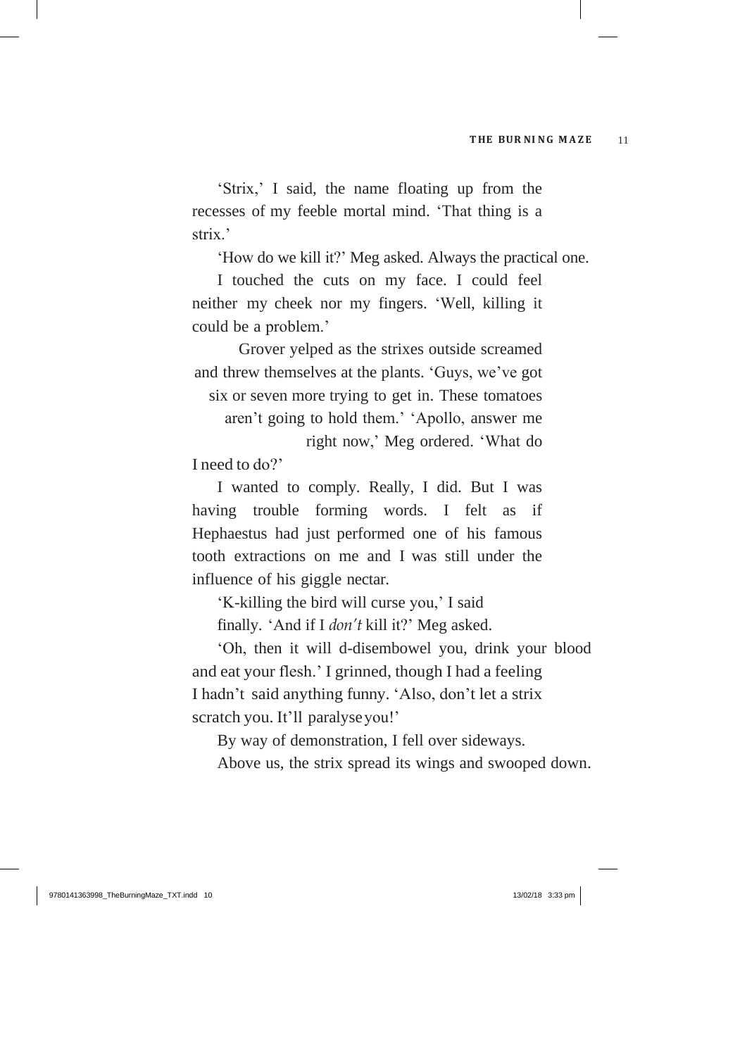'Strix,' I said, the name floating up from the recesses of my feeble mortal mind. 'That thing is a strix.'

'How do we kill it?' Meg asked. Always the practical one.

I touched the cuts on my face. I could feel neither my cheek nor my fingers. 'Well, killing it could be a problem.'

Grover yelped as the strixes outside screamed and threw themselves at the plants. 'Guys, we've got six or seven more trying to get in. These tomatoes aren't going to hold them.'

'Apollo, answer me right now,' Meg ordered. 'What do I need to do?'

I wanted to comply. Really, I did. But I was having trouble forming words. I felt as if Hephaestus had just performed one of his famous tooth extractions on me and I was still under the influence of his giggle nectar.

'K-killing the bird will curse you,' I said finally.

'And if I *don't* kill it?' Meg asked.

'Oh, then it will d-disembowel you, drink your blood and eat your flesh.' I grinned, though I had a feeling I hadn't said anything funny. 'Also, don't let a strix scratch you. It'll paralyse you!'

By way of demonstration, I fell over sideways.

Above us, the strix spread its wings and swooped down.